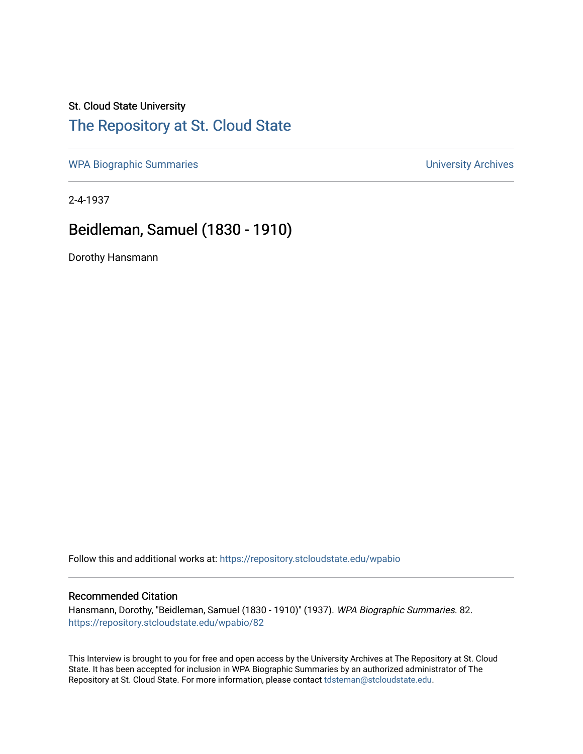St. Cloud State University

# The Repository at St. Cloud State

WPA Biographic Summaries

University Archives

2-4-1937

## Beidleman, Samuel (1830 - 1910)

Dorothy Hansmann

Follow this and additional works at: https://repository.stcloudstate.edu/wpabio

### Recommended Citation

Hansmann, Dorothy, "Beidleman, Samuel (1830 - 1910)" (1937). *WPA Biographic Summaries*. 82.
https://repository.stcloudstate.edu/wpabio/82

This Interview is brought to you for free and open access by the University Archives at The Repository at St. Cloud State. It has been accepted for inclusion in WPA Biographic Summaries by an authorized administrator of The Repository at St. Cloud State. For more information, please contact tdsteman@stcloudstate.edu.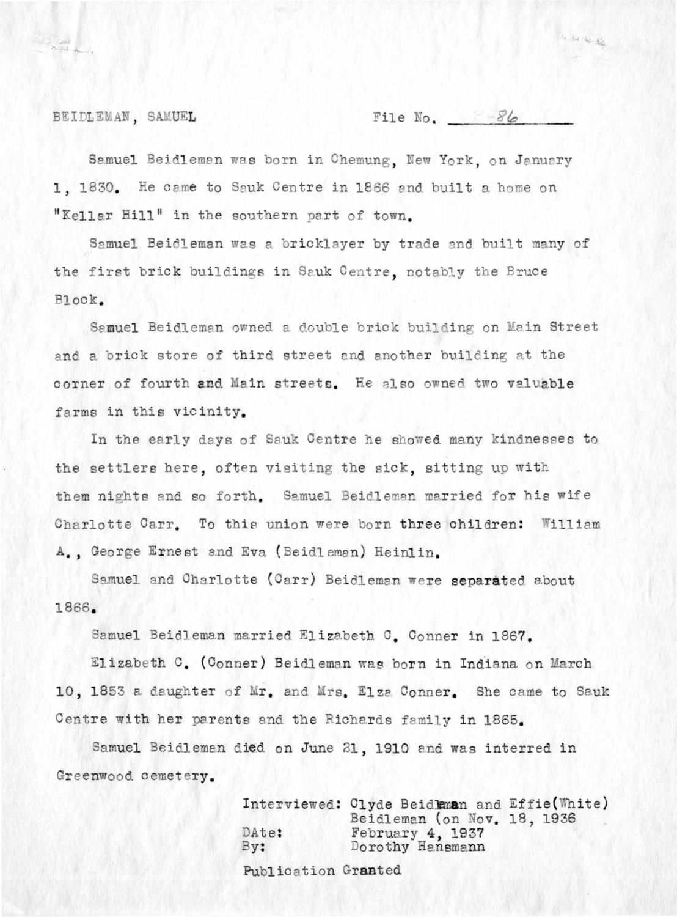BEIDLEMAN, SAMUEL File No. R-86

Samuel Beidleman was born in Chemung, New York, on January 1, 1830. He came to Sauk Centre in 1866 and built a home on "Kellar Hill" in the southern part of town.

Samuel Beidleman was a bricklayer by trade and built many of the first brick buildings in Sauk Centre, notably the Bruce Block.

Samuel Beidleman owned a double brick building on Main Street and a brick store of third street and another building at the corner of fourth and Main streets. He also owned two valuable farms in this vicinity.

In the early days of Sauk Centre he showed many kindnesses to the settlers here, often visiting the sick, sitting up with them nights and so forth. Samuel Beidleman married for his wife Charlotte Carr. To this union were born three children: William A., George Ernest and Eva (Beidleman) Heinlin.

Samuel and Charlotte (Carr) Beidleman were separated about 1866.

Samuel Beidleman married Elizabeth C. Conner in 1867.

Elizabeth C. (Conner) Beidleman was born in Indiana on March 10, 1853 a daughter of Mr. and Mrs. Elza Conner. She came to Sauk Centre with her parents and the Richards family in 1865.

Samuel Beidleman died on June 21, 1910 and was interred in Greenwood cemetery.

Interviewed: Clyde Beidleman and Effie(White) Beidleman (on Nov. 18, 1936
DAte: February 4, 1937
By: Dorothy Hansmann

Publication Granted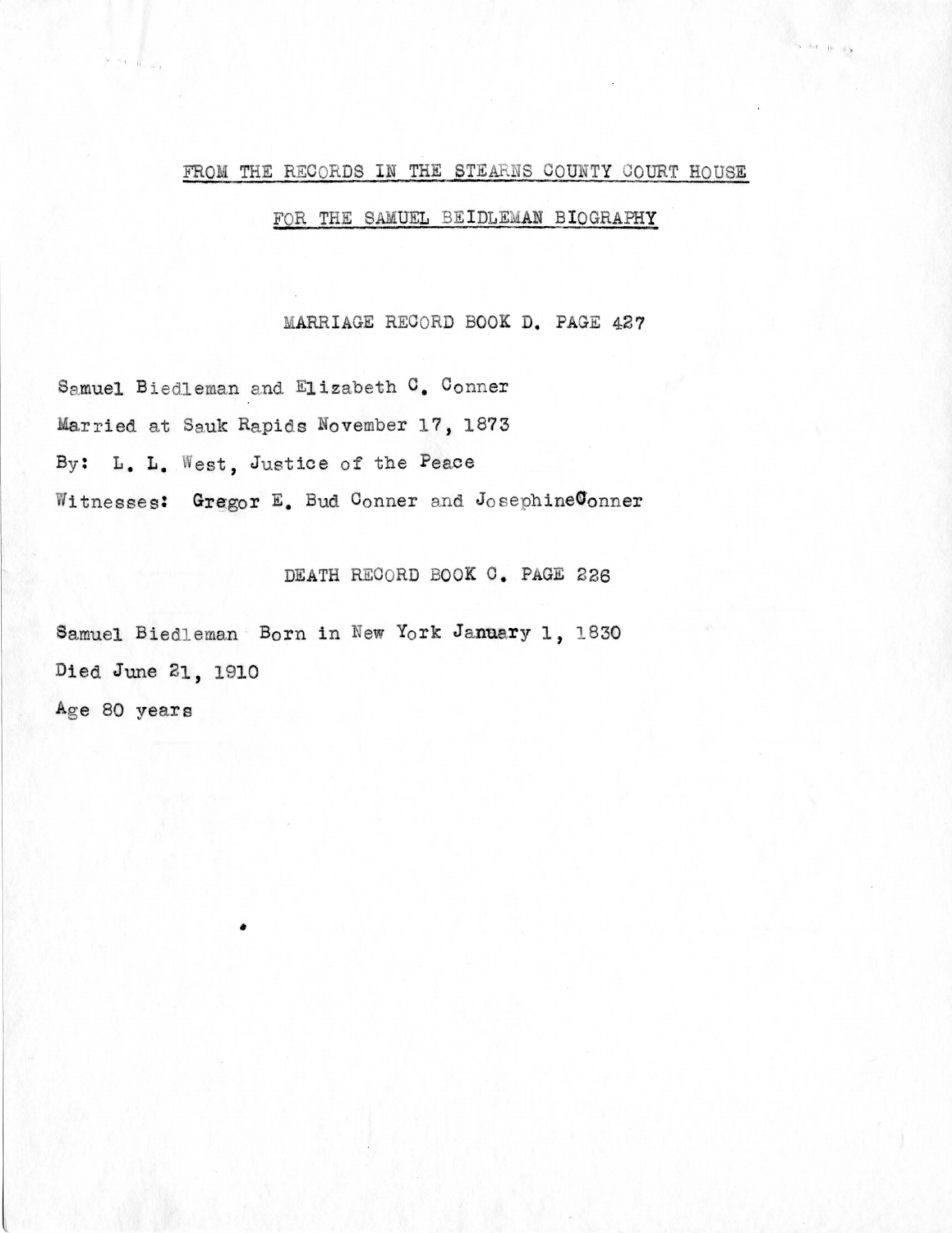## FROM THE RECORDS IN THE STEARNS COUNTY COURT HOUSE

## FOR THE SAMUEL BEIDLEMAN BIOGRAPHY

### MARRIAGE RECORD BOOK D. PAGE 427

Samuel Biedleman and Elizabeth C. Conner

Married at Sauk Rapids November 17, 1873

By: L. L. West, Justice of the Peace

Witnesses: Gregor E. Bud Conner and JosephineConner

### DEATH RECORD BOOK C. PAGE 226

Samuel Biedleman Born in New York January 1, 1830

Died June 21, 1910

Age 80 years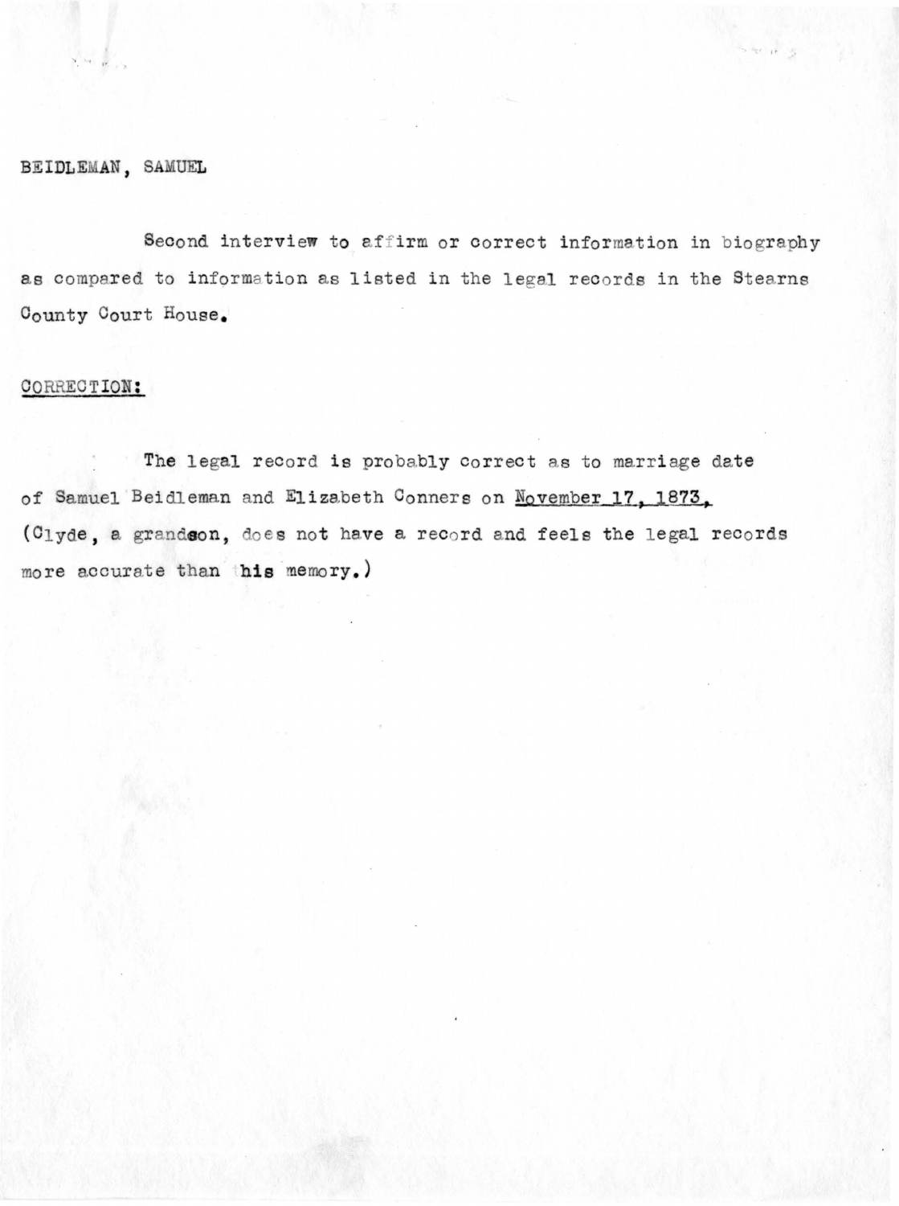BEIDLEMAN, SAMUEL

Second interview to affirm or correct information in biography as compared to information as listed in the legal records in the Stearns County Court House.

CORRECTION:

The legal record is probably correct as to marriage date of Samuel Beidleman and Elizabeth Conners on November 17, 1873. (Clyde, a grandson, does not have a record and feels the legal records more accurate than his memory.)